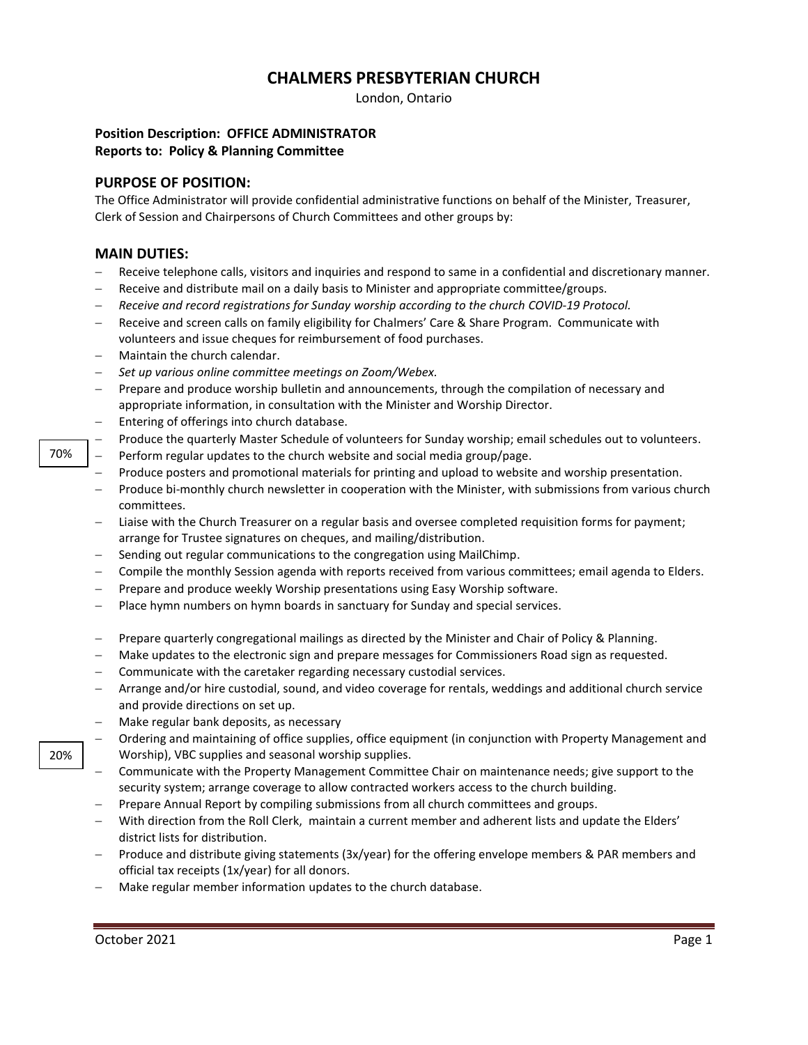# CHALMERS PRESBYTERIAN CHURCH

London, Ontario

**Position Description: OFFICE ADMINISTRATOR**
**Reports to: Policy & Planning Committee**

## PURPOSE OF POSITION:

The Office Administrator will provide confidential administrative functions on behalf of the Minister, Treasurer, Clerk of Session and Chairpersons of Church Committees and other groups by:

## MAIN DUTIES:

70%

- Receive telephone calls, visitors and inquiries and respond to same in a confidential and discretionary manner.
- Receive and distribute mail on a daily basis to Minister and appropriate committee/groups.
- *Receive and record registrations for Sunday worship according to the church COVID-19 Protocol.*
- Receive and screen calls on family eligibility for Chalmers' Care & Share Program. Communicate with volunteers and issue cheques for reimbursement of food purchases.
- Maintain the church calendar.
- *Set up various online committee meetings on Zoom/Webex.*
- Prepare and produce worship bulletin and announcements, through the compilation of necessary and appropriate information, in consultation with the Minister and Worship Director.
- Entering of offerings into church database.
- Produce the quarterly Master Schedule of volunteers for Sunday worship; email schedules out to volunteers.
- Perform regular updates to the church website and social media group/page.
- Produce posters and promotional materials for printing and upload to website and worship presentation.
- Produce bi-monthly church newsletter in cooperation with the Minister, with submissions from various church committees.
- Liaise with the Church Treasurer on a regular basis and oversee completed requisition forms for payment; arrange for Trustee signatures on cheques, and mailing/distribution.
- Sending out regular communications to the congregation using MailChimp.
- Compile the monthly Session agenda with reports received from various committees; email agenda to Elders.
- Prepare and produce weekly Worship presentations using Easy Worship software.
- Place hymn numbers on hymn boards in sanctuary for Sunday and special services.

20%

- Prepare quarterly congregational mailings as directed by the Minister and Chair of Policy & Planning.
- Make updates to the electronic sign and prepare messages for Commissioners Road sign as requested.
- Communicate with the caretaker regarding necessary custodial services.
- Arrange and/or hire custodial, sound, and video coverage for rentals, weddings and additional church service and provide directions on set up.
- Make regular bank deposits, as necessary
- Ordering and maintaining of office supplies, office equipment (in conjunction with Property Management and Worship), VBC supplies and seasonal worship supplies.
- Communicate with the Property Management Committee Chair on maintenance needs; give support to the security system; arrange coverage to allow contracted workers access to the church building.
- Prepare Annual Report by compiling submissions from all church committees and groups.
- With direction from the Roll Clerk, maintain a current member and adherent lists and update the Elders' district lists for distribution.
- Produce and distribute giving statements (3x/year) for the offering envelope members & PAR members and official tax receipts (1x/year) for all donors.
- Make regular member information updates to the church database.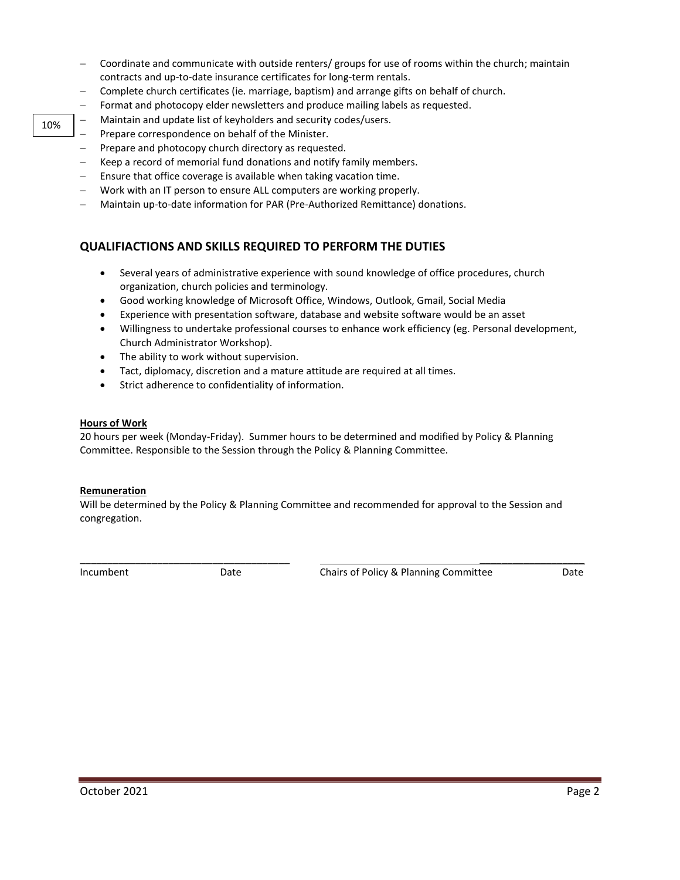- Coordinate and communicate with outside renters/ groups for use of rooms within the church; maintain contracts and up-to-date insurance certificates for long-term rentals.
- Complete church certificates (ie. marriage, baptism) and arrange gifts on behalf of church.
- Format and photocopy elder newsletters and produce mailing labels as requested.
- Maintain and update list of keyholders and security codes/users.
- Prepare correspondence on behalf of the Minister.
- Prepare and photocopy church directory as requested.
- Keep a record of memorial fund donations and notify family members.
- Ensure that office coverage is available when taking vacation time.
- Work with an IT person to ensure ALL computers are working properly.
- Maintain up-to-date information for PAR (Pre-Authorized Remittance) donations.

10%

## QUALIFIACTIONS AND SKILLS REQUIRED TO PERFORM THE DUTIES

- Several years of administrative experience with sound knowledge of office procedures, church organization, church policies and terminology.
- Good working knowledge of Microsoft Office, Windows, Outlook, Gmail, Social Media
- Experience with presentation software, database and website software would be an asset
- Willingness to undertake professional courses to enhance work efficiency (eg. Personal development, Church Administrator Workshop).
- The ability to work without supervision.
- Tact, diplomacy, discretion and a mature attitude are required at all times.
- Strict adherence to confidentiality of information.

**Hours of Work**

20 hours per week (Monday-Friday). Summer hours to be determined and modified by Policy & Planning Committee. Responsible to the Session through the Policy & Planning Committee.

**Remuneration**

Will be determined by the Policy & Planning Committee and recommended for approval to the Session and congregation.

_____________________________________ _____________________________________

Incumbent Date Chairs of Policy & Planning Committee Date